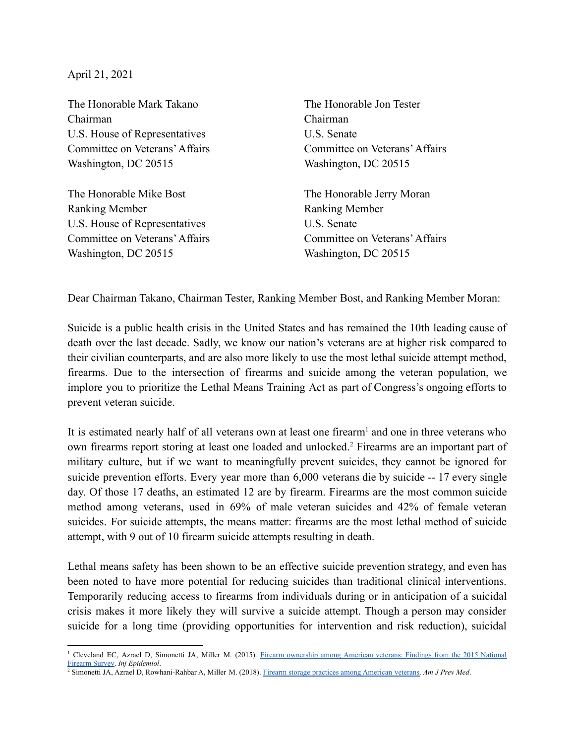April 21, 2021

The Honorable Mark Takano
Chairman
U.S. House of Representatives
Committee on Veterans' Affairs
Washington, DC 20515

The Honorable Jon Tester
Chairman
U.S. Senate
Committee on Veterans' Affairs
Washington, DC 20515

The Honorable Mike Bost
Ranking Member
U.S. House of Representatives
Committee on Veterans' Affairs
Washington, DC 20515

The Honorable Jerry Moran
Ranking Member
U.S. Senate
Committee on Veterans' Affairs
Washington, DC 20515

Dear Chairman Takano, Chairman Tester, Ranking Member Bost, and Ranking Member Moran:

Suicide is a public health crisis in the United States and has remained the 10th leading cause of death over the last decade. Sadly, we know our nation's veterans are at higher risk compared to their civilian counterparts, and are also more likely to use the most lethal suicide attempt method, firearms. Due to the intersection of firearms and suicide among the veteran population, we implore you to prioritize the Lethal Means Training Act as part of Congress's ongoing efforts to prevent veteran suicide.

It is estimated nearly half of all veterans own at least one firearm[1] and one in three veterans who own firearms report storing at least one loaded and unlocked.[2] Firearms are an important part of military culture, but if we want to meaningfully prevent suicides, they cannot be ignored for suicide prevention efforts. Every year more than 6,000 veterans die by suicide -- 17 every single day. Of those 17 deaths, an estimated 12 are by firearm. Firearms are the most common suicide method among veterans, used in 69% of male veteran suicides and 42% of female veteran suicides. For suicide attempts, the means matter: firearms are the most lethal method of suicide attempt, with 9 out of 10 firearm suicide attempts resulting in death.

Lethal means safety has been shown to be an effective suicide prevention strategy, and even has been noted to have more potential for reducing suicides than traditional clinical interventions. Temporarily reducing access to firearms from individuals during or in anticipation of a suicidal crisis makes it more likely they will survive a suicide attempt. Though a person may consider suicide for a long time (providing opportunities for intervention and risk reduction), suicidal

---

[1] Cleveland EC, Azrael D, Simonetti JA, Miller M. (2015). Firearm ownership among American veterans: Findings from the 2015 National Firearm Survey. *Inj Epidemiol*.

[2] Simonetti JA, Azrael D, Rowhani-Rahbar A, Miller M. (2018). Firearm storage practices among American veterans. *Am J Prev Med*.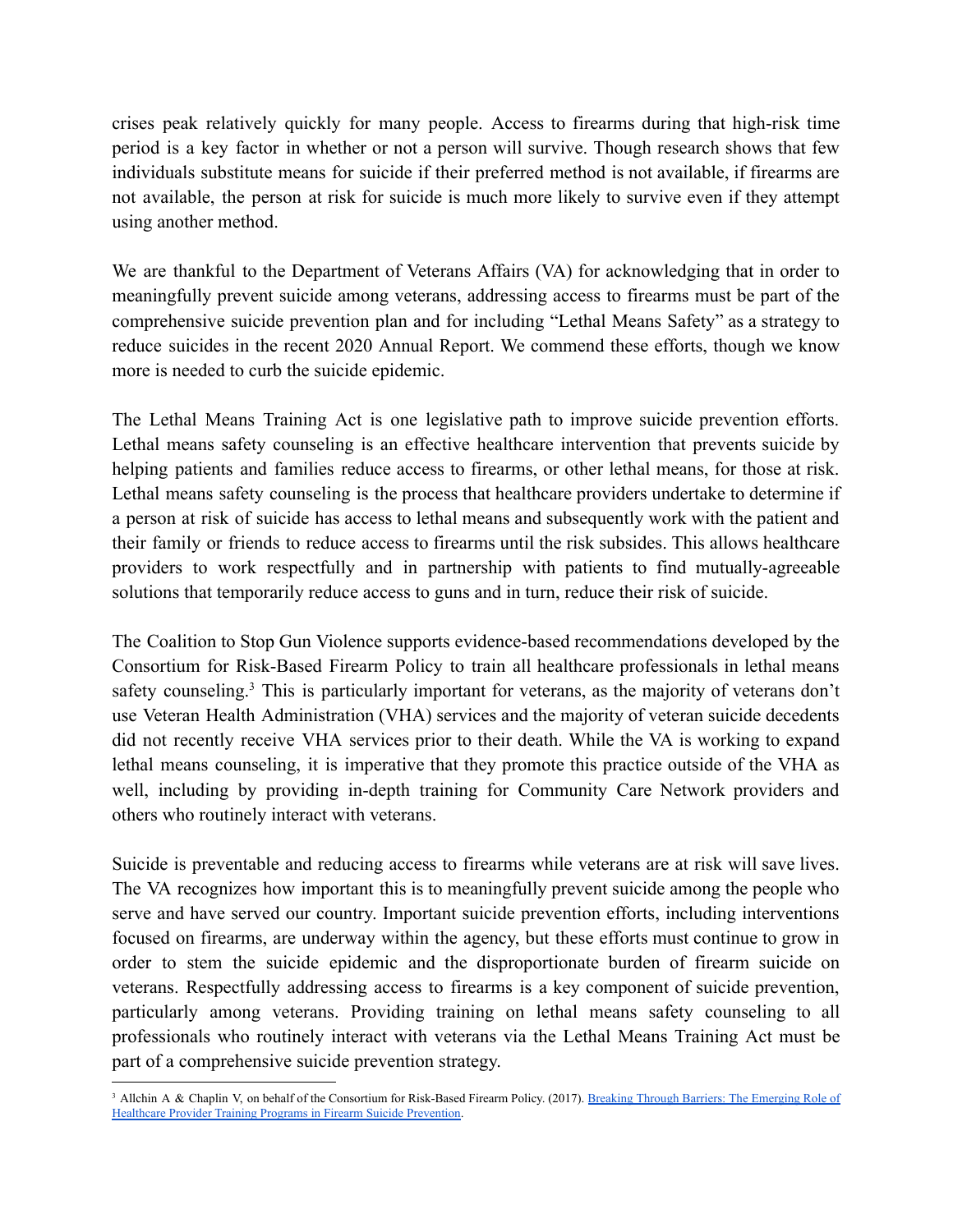crises peak relatively quickly for many people. Access to firearms during that high-risk time period is a key factor in whether or not a person will survive. Though research shows that few individuals substitute means for suicide if their preferred method is not available, if firearms are not available, the person at risk for suicide is much more likely to survive even if they attempt using another method.

We are thankful to the Department of Veterans Affairs (VA) for acknowledging that in order to meaningfully prevent suicide among veterans, addressing access to firearms must be part of the comprehensive suicide prevention plan and for including "Lethal Means Safety" as a strategy to reduce suicides in the recent 2020 Annual Report. We commend these efforts, though we know more is needed to curb the suicide epidemic.

The Lethal Means Training Act is one legislative path to improve suicide prevention efforts. Lethal means safety counseling is an effective healthcare intervention that prevents suicide by helping patients and families reduce access to firearms, or other lethal means, for those at risk. Lethal means safety counseling is the process that healthcare providers undertake to determine if a person at risk of suicide has access to lethal means and subsequently work with the patient and their family or friends to reduce access to firearms until the risk subsides. This allows healthcare providers to work respectfully and in partnership with patients to find mutually-agreeable solutions that temporarily reduce access to guns and in turn, reduce their risk of suicide.

The Coalition to Stop Gun Violence supports evidence-based recommendations developed by the Consortium for Risk-Based Firearm Policy to train all healthcare professionals in lethal means safety counseling.[3] This is particularly important for veterans, as the majority of veterans don't use Veteran Health Administration (VHA) services and the majority of veteran suicide decedents did not recently receive VHA services prior to their death. While the VA is working to expand lethal means counseling, it is imperative that they promote this practice outside of the VHA as well, including by providing in-depth training for Community Care Network providers and others who routinely interact with veterans.

Suicide is preventable and reducing access to firearms while veterans are at risk will save lives. The VA recognizes how important this is to meaningfully prevent suicide among the people who serve and have served our country. Important suicide prevention efforts, including interventions focused on firearms, are underway within the agency, but these efforts must continue to grow in order to stem the suicide epidemic and the disproportionate burden of firearm suicide on veterans. Respectfully addressing access to firearms is a key component of suicide prevention, particularly among veterans. Providing training on lethal means safety counseling to all professionals who routinely interact with veterans via the Lethal Means Training Act must be part of a comprehensive suicide prevention strategy.

---

[3] Allchin A & Chaplin V, on behalf of the Consortium for Risk-Based Firearm Policy. (2017). Breaking Through Barriers: The Emerging Role of Healthcare Provider Training Programs in Firearm Suicide Prevention.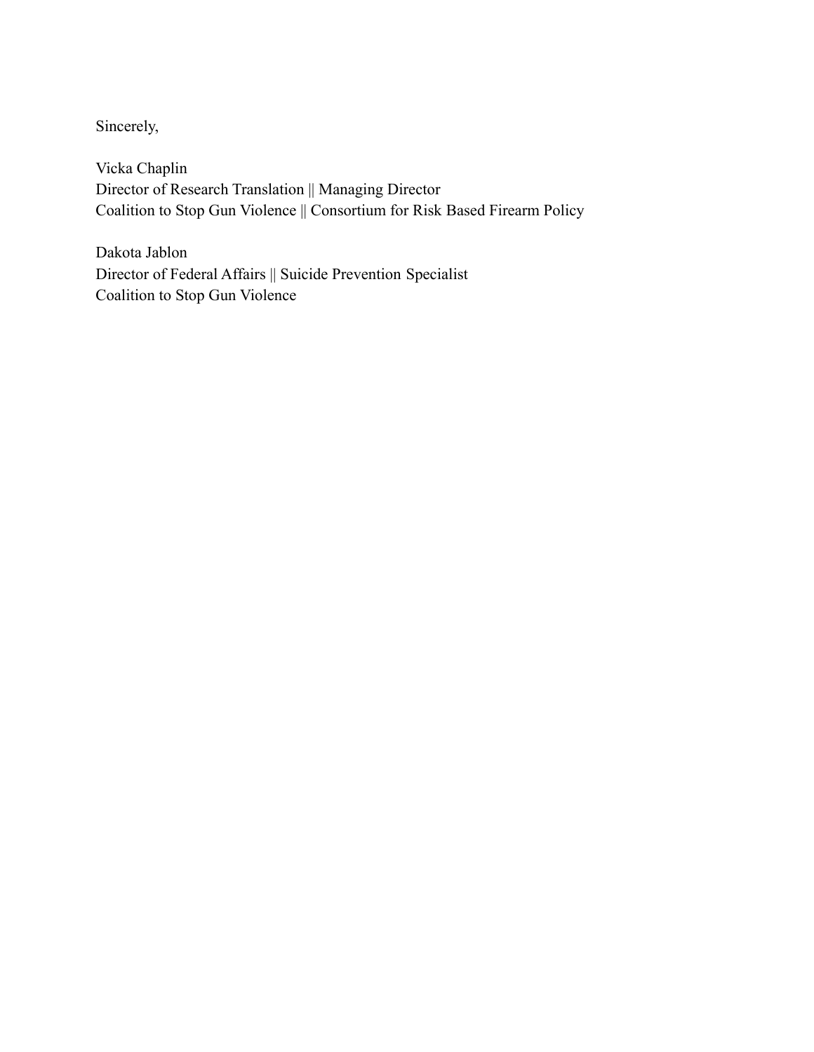Sincerely,

Vicka Chaplin
Director of Research Translation || Managing Director
Coalition to Stop Gun Violence || Consortium for Risk Based Firearm Policy

Dakota Jablon
Director of Federal Affairs || Suicide Prevention Specialist
Coalition to Stop Gun Violence